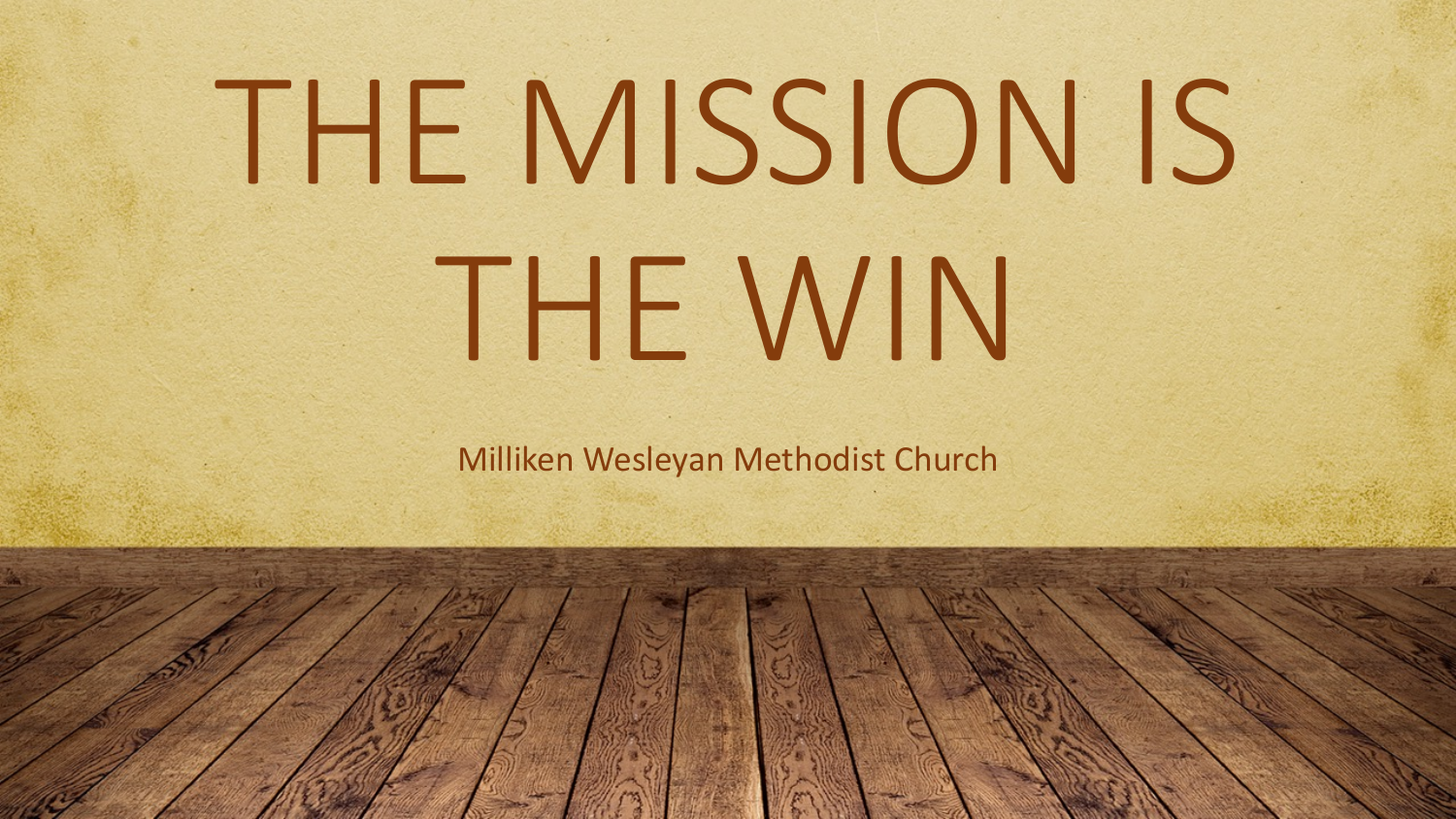# THE MISSION IS THE WIN

Milliken Wesleyan Methodist Church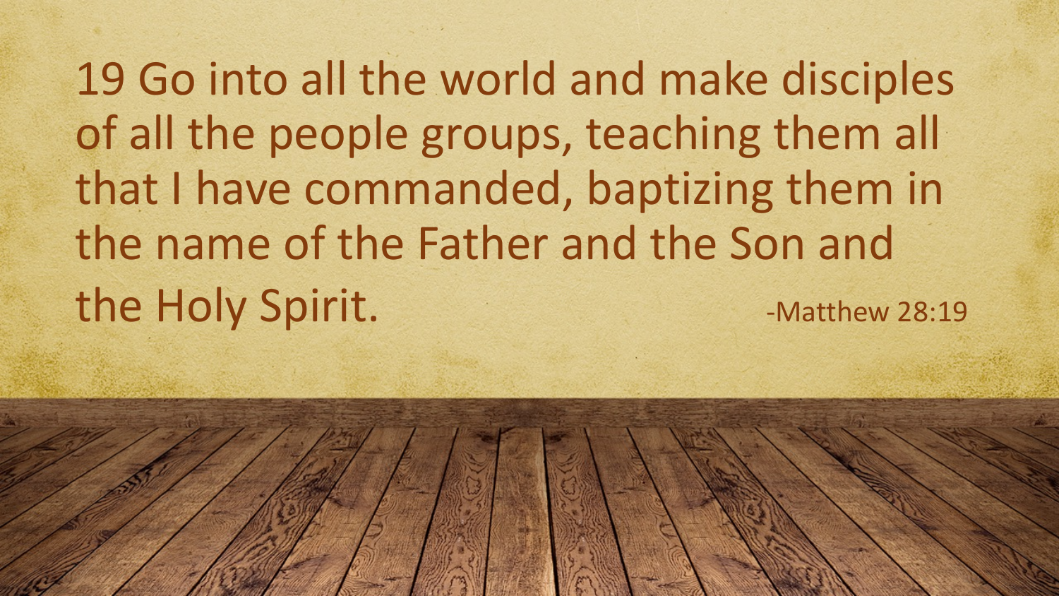19 Go into all the world and make disciples of all the people groups, teaching them all that I have commanded, baptizing them in the name of the Father and the Son and the Holy Spirit.

-Matthew 28:19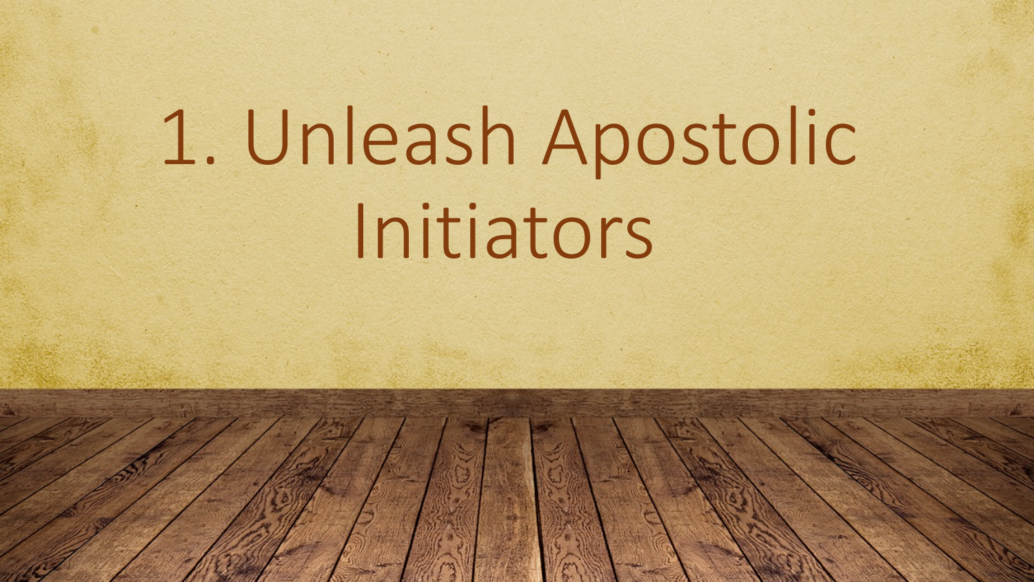# 1. Unleash Apostolic Initiators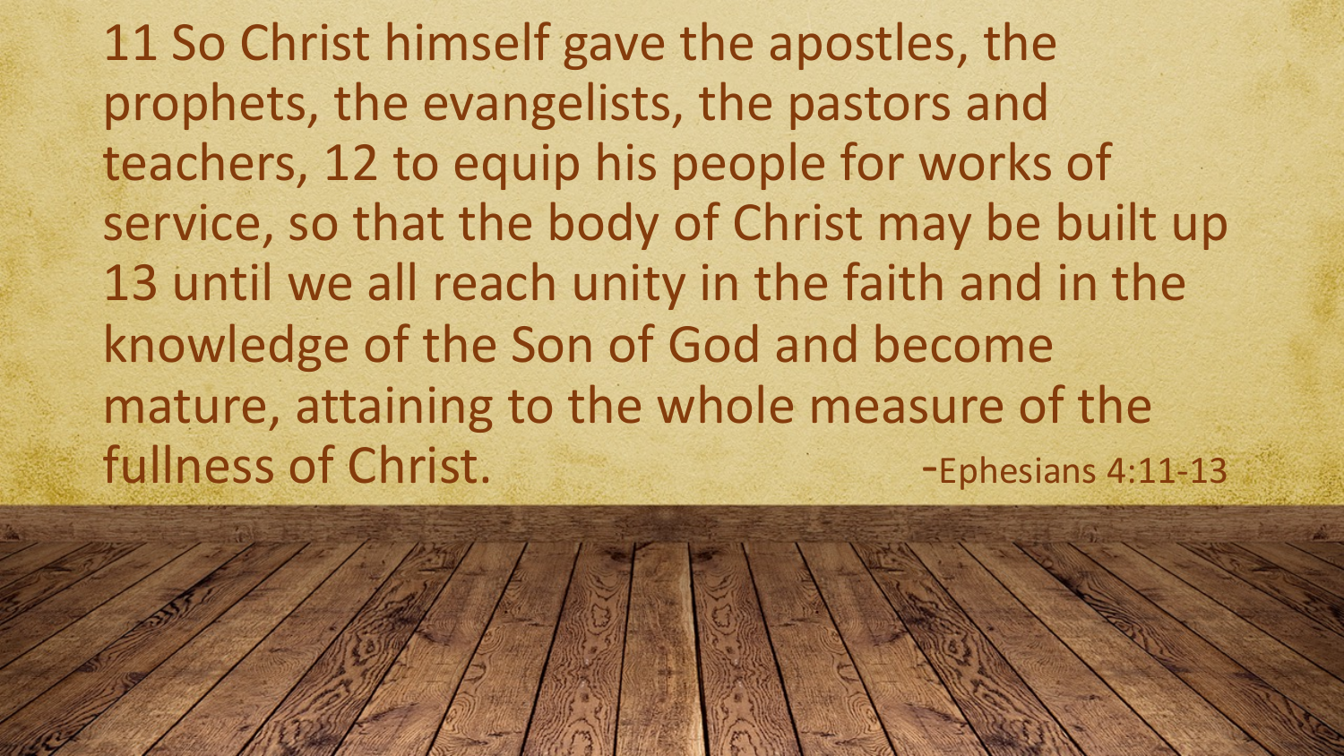11 So Christ himself gave the apostles, the prophets, the evangelists, the pastors and teachers, 12 to equip his people for works of service, so that the body of Christ may be built up 13 until we all reach unity in the faith and in the knowledge of the Son of God and become mature, attaining to the whole measure of the fullness of Christ.

-Ephesians 4:11-13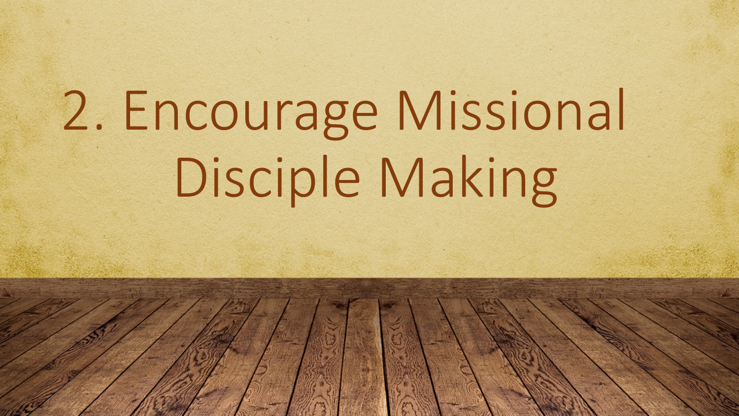# 2. Encourage Missional Disciple Making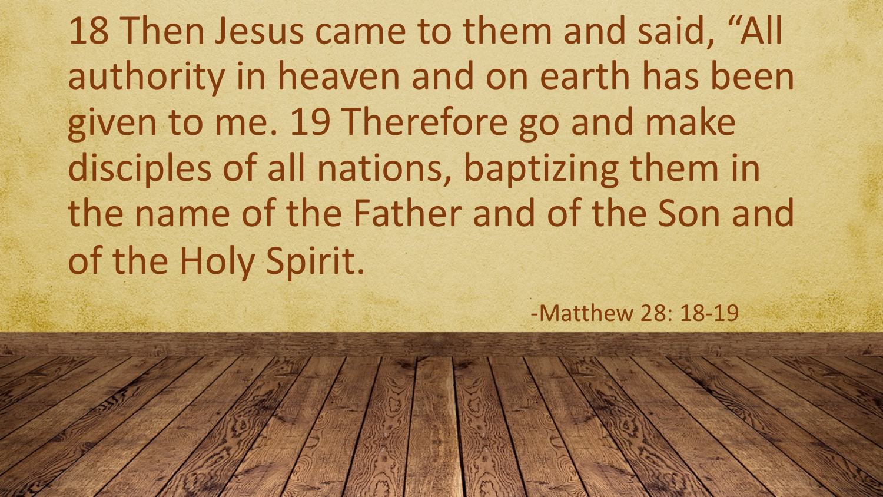18 Then Jesus came to them and said, “All authority in heaven and on earth has been given to me. 19 Therefore go and make disciples of all nations, baptizing them in the name of the Father and of the Son and of the Holy Spirit.

-Matthew 28: 18-19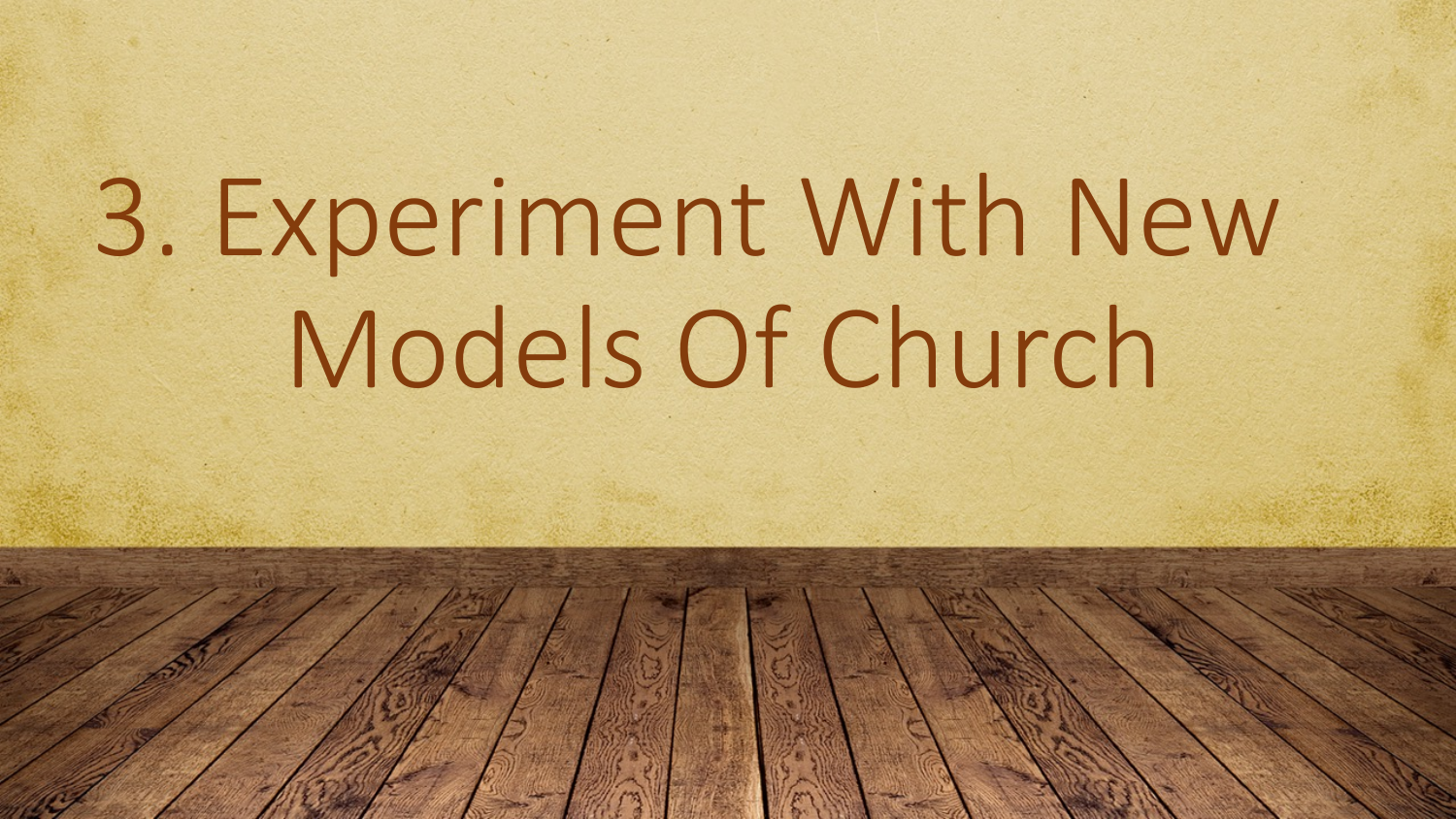# 3. Experiment With New Models Of Church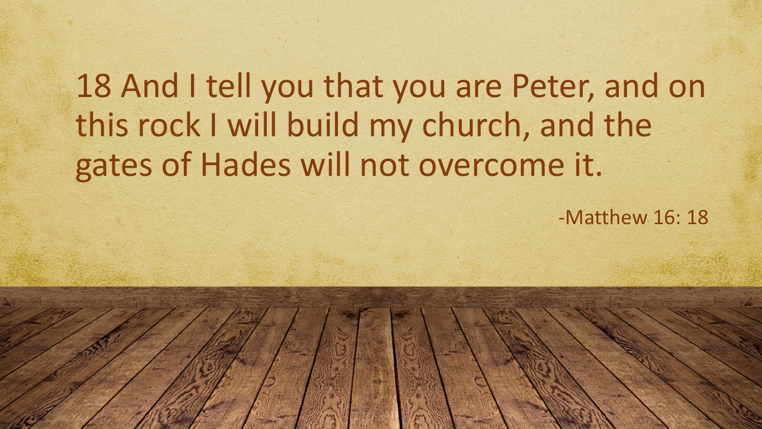18 And I tell you that you are Peter, and on this rock I will build my church, and the gates of Hades will not overcome it.

-Matthew 16: 18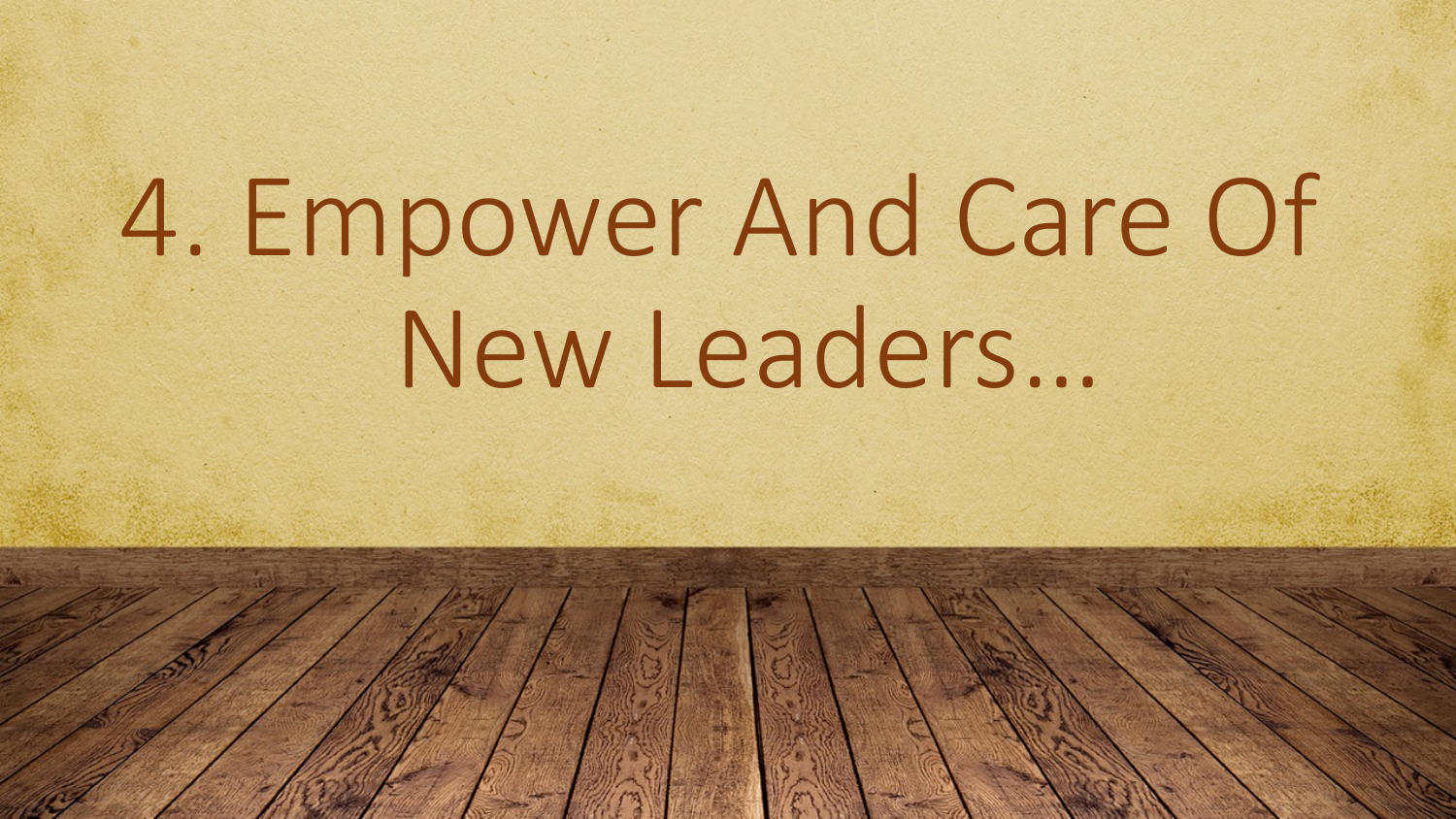# 4. Empower And Care Of New Leaders…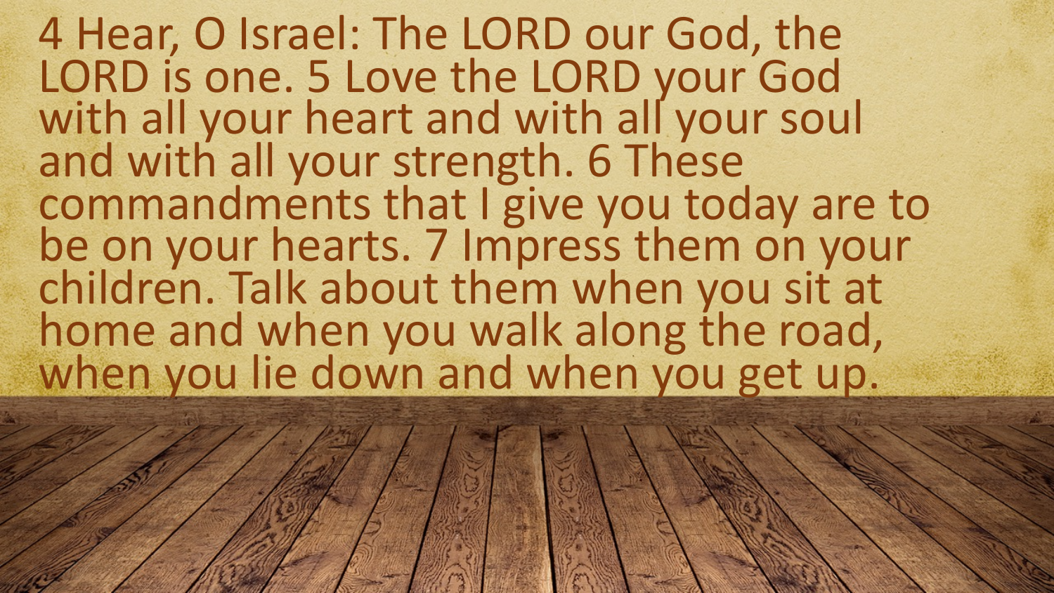4 Hear, O Israel: The LORD our God, the LORD is one. 5 Love the LORD your God with all your heart and with all your soul and with all your strength. 6 These commandments that I give you today are to be on your hearts. 7 Impress them on your children. Talk about them when you sit at home and when you walk along the road, when you lie down and when you get up.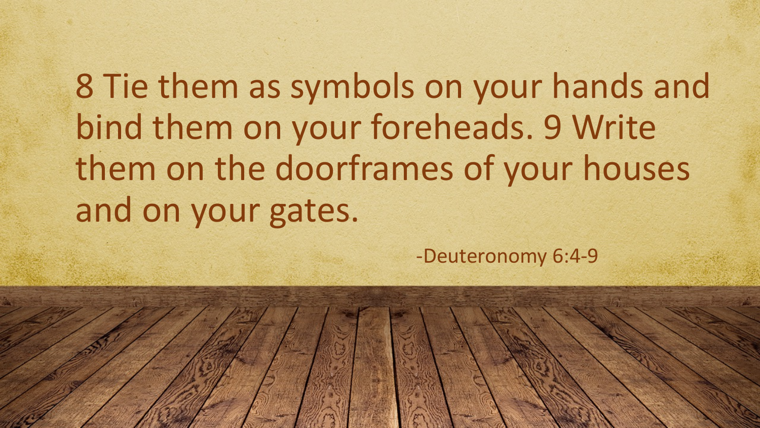8 Tie them as symbols on your hands and bind them on your foreheads. 9 Write them on the doorframes of your houses and on your gates.

-Deuteronomy 6:4-9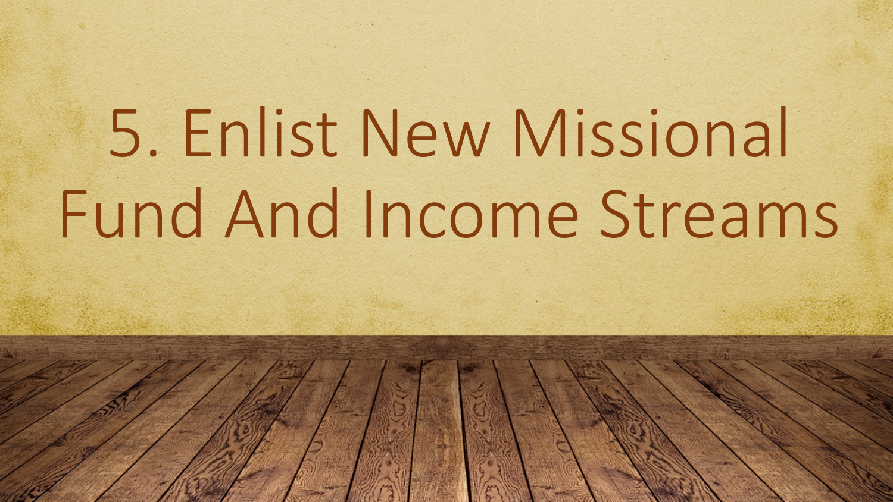# 5. Enlist New Missional Fund And Income Streams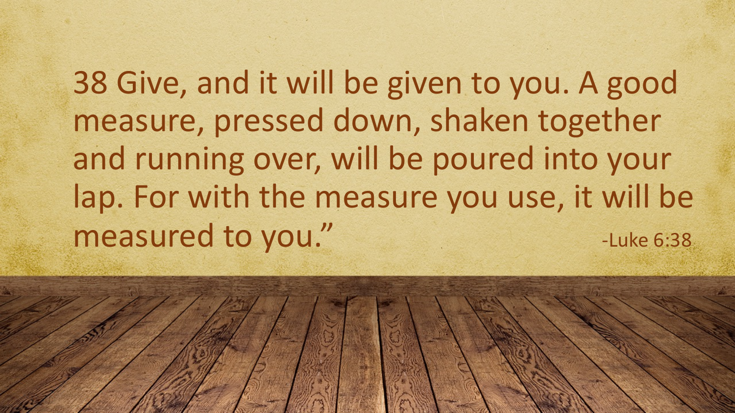38 Give, and it will be given to you. A good measure, pressed down, shaken together and running over, will be poured into your lap. For with the measure you use, it will be measured to you."

-Luke 6:38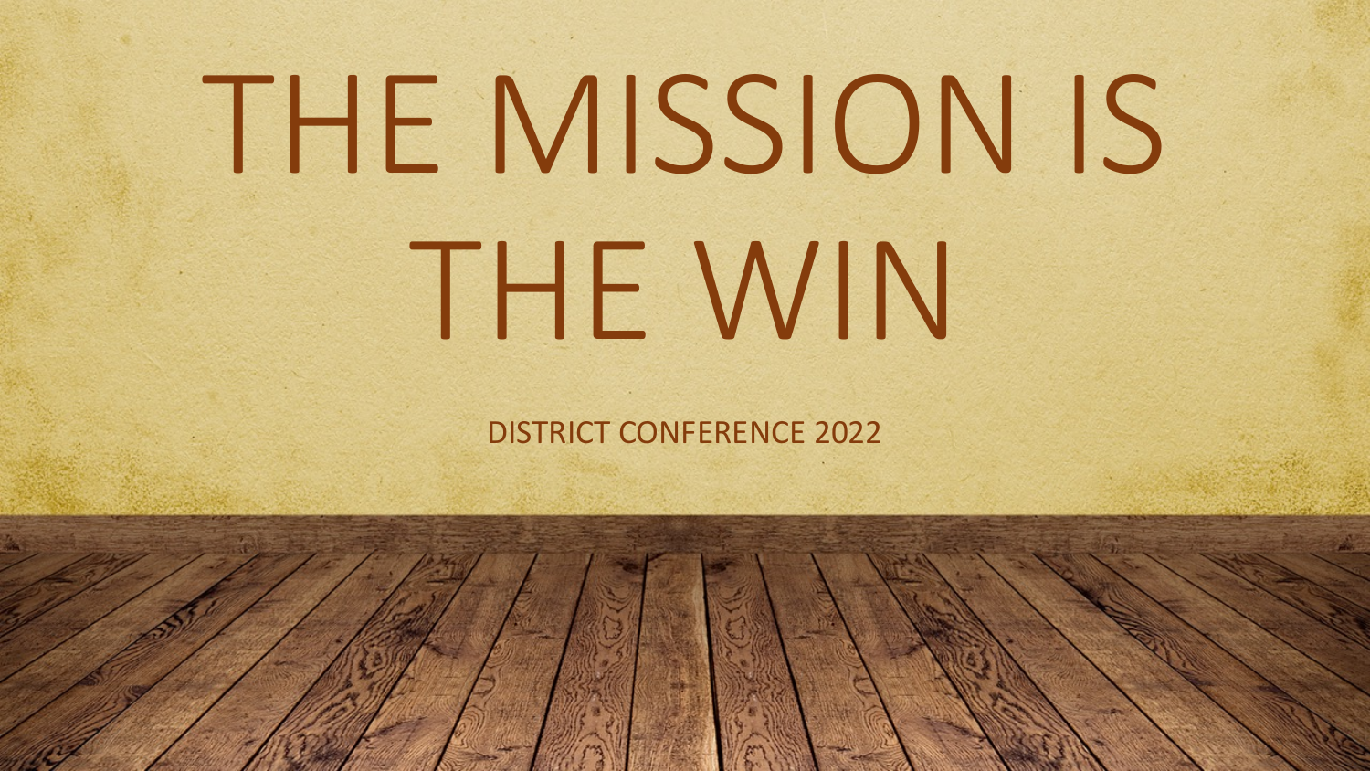# THE MISSION IS THE WIN

DISTRICT CONFERENCE 2022